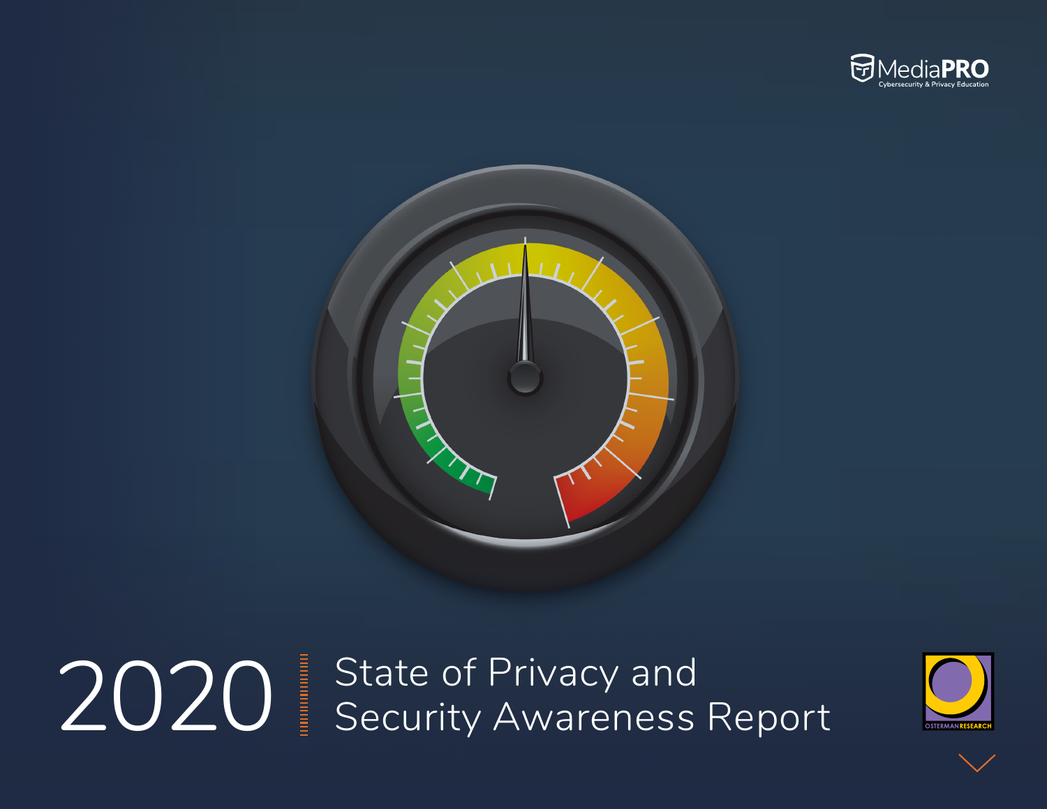MediaPRO
Cybersecurity & Privacy Education

# 2020 State of Privacy and Security Awareness Report

OSTERMAN RESEARCH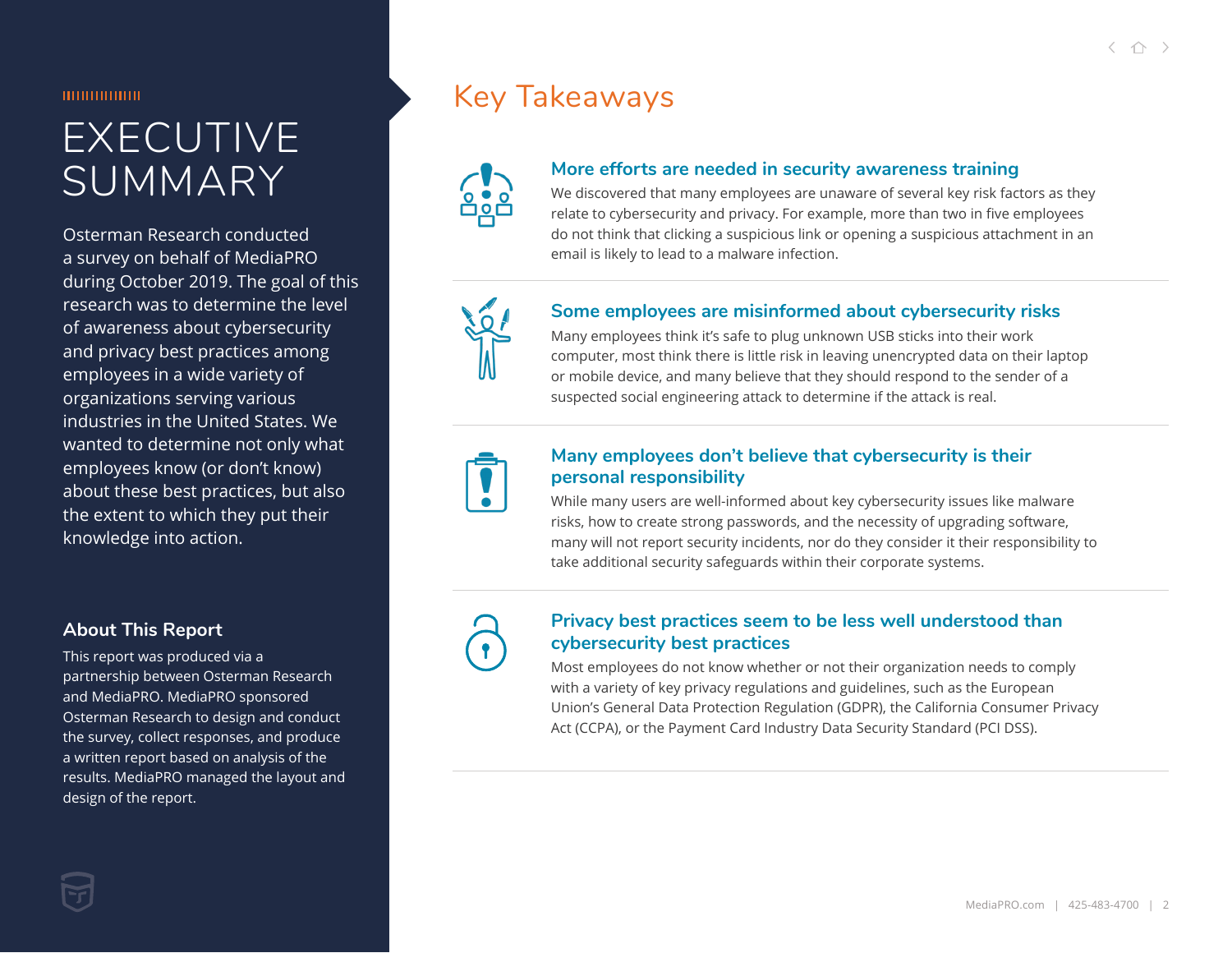# EXECUTIVE SUMMARY

Osterman Research conducted a survey on behalf of MediaPRO during October 2019. The goal of this research was to determine the level of awareness about cybersecurity and privacy best practices among employees in a wide variety of organizations serving various industries in the United States. We wanted to determine not only what employees know (or don't know) about these best practices, but also the extent to which they put their knowledge into action.

### About This Report

This report was produced via a partnership between Osterman Research and MediaPRO. MediaPRO sponsored Osterman Research to design and conduct the survey, collect responses, and produce a written report based on analysis of the results. MediaPRO managed the layout and design of the report.

## Key Takeaways

### More efforts are needed in security awareness training

We discovered that many employees are unaware of several key risk factors as they relate to cybersecurity and privacy. For example, more than two in five employees do not think that clicking a suspicious link or opening a suspicious attachment in an email is likely to lead to a malware infection.

### Some employees are misinformed about cybersecurity risks

Many employees think it's safe to plug unknown USB sticks into their work computer, most think there is little risk in leaving unencrypted data on their laptop or mobile device, and many believe that they should respond to the sender of a suspected social engineering attack to determine if the attack is real.

### Many employees don't believe that cybersecurity is their personal responsibility

While many users are well-informed about key cybersecurity issues like malware risks, how to create strong passwords, and the necessity of upgrading software, many will not report security incidents, nor do they consider it their responsibility to take additional security safeguards within their corporate systems.

### Privacy best practices seem to be less well understood than cybersecurity best practices

Most employees do not know whether or not their organization needs to comply with a variety of key privacy regulations and guidelines, such as the European Union's General Data Protection Regulation (GDPR), the California Consumer Privacy Act (CCPA), or the Payment Card Industry Data Security Standard (PCI DSS).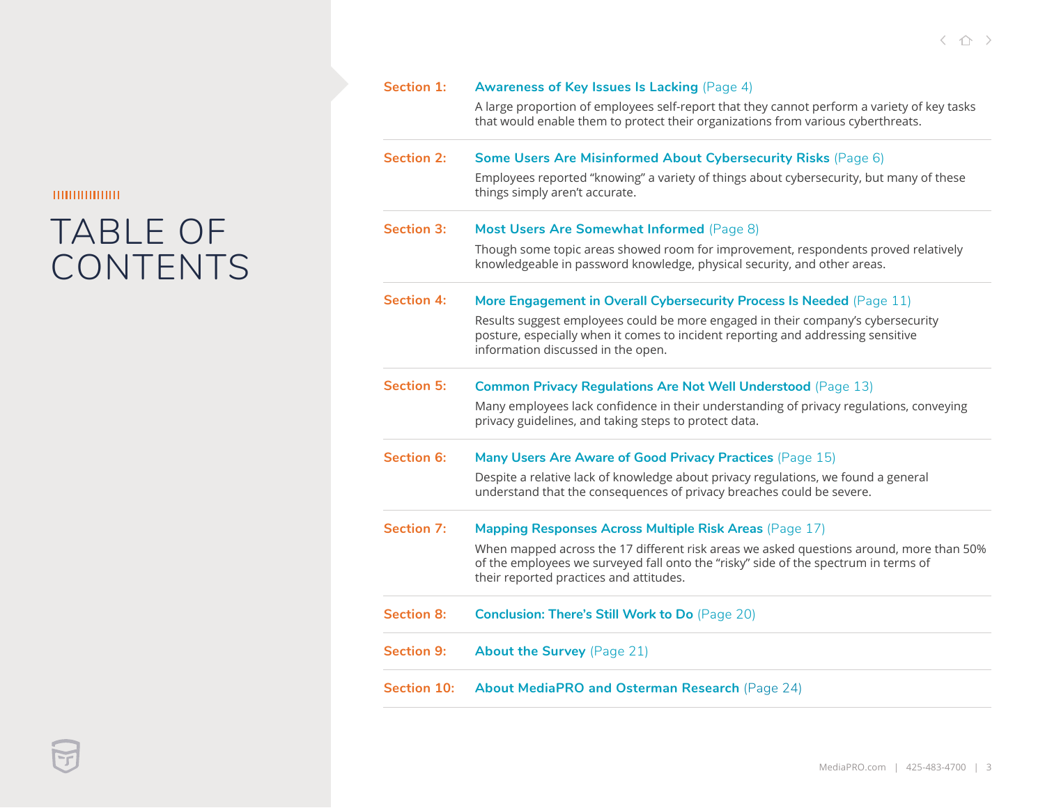# TABLE OF CONTENTS

**Section 1:** **Awareness of Key Issues Is Lacking** (Page 4)

A large proportion of employees self-report that they cannot perform a variety of key tasks that would enable them to protect their organizations from various cyberthreats.

**Section 2:** **Some Users Are Misinformed About Cybersecurity Risks** (Page 6)

Employees reported "knowing" a variety of things about cybersecurity, but many of these things simply aren't accurate.

**Section 3:** **Most Users Are Somewhat Informed** (Page 8)

Though some topic areas showed room for improvement, respondents proved relatively knowledgeable in password knowledge, physical security, and other areas.

**Section 4:** **More Engagement in Overall Cybersecurity Process Is Needed** (Page 11)

Results suggest employees could be more engaged in their company's cybersecurity posture, especially when it comes to incident reporting and addressing sensitive information discussed in the open.

**Section 5:** **Common Privacy Regulations Are Not Well Understood** (Page 13)

Many employees lack confidence in their understanding of privacy regulations, conveying privacy guidelines, and taking steps to protect data.

**Section 6:** **Many Users Are Aware of Good Privacy Practices** (Page 15)

Despite a relative lack of knowledge about privacy regulations, we found a general understand that the consequences of privacy breaches could be severe.

**Section 7:** **Mapping Responses Across Multiple Risk Areas** (Page 17)

When mapped across the 17 different risk areas we asked questions around, more than 50% of the employees we surveyed fall onto the "risky" side of the spectrum in terms of their reported practices and attitudes.

**Section 8:** **Conclusion: There's Still Work to Do** (Page 20)

**Section 9:** **About the Survey** (Page 21)

**Section 10:** **About MediaPRO and Osterman Research** (Page 24)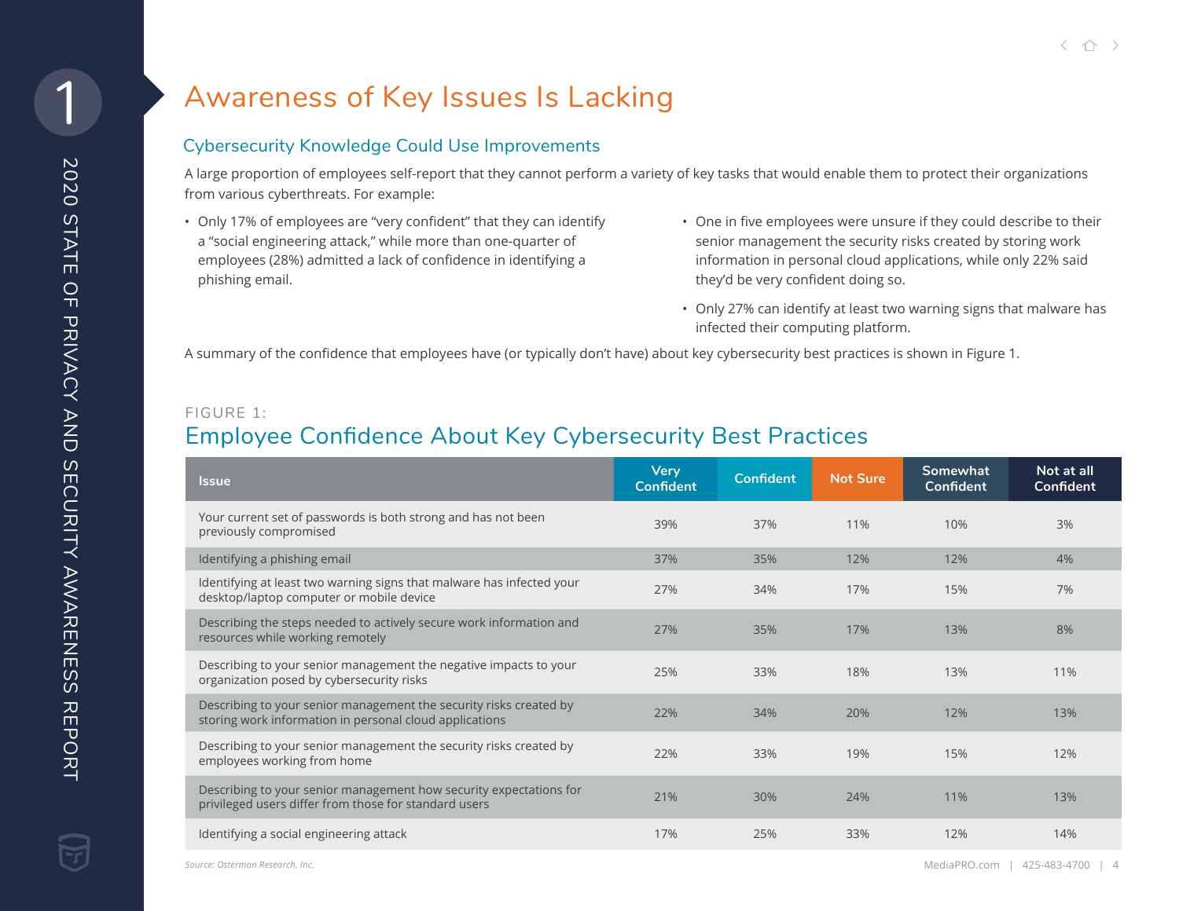# Awareness of Key Issues Is Lacking

## Cybersecurity Knowledge Could Use Improvements

A large proportion of employees self-report that they cannot perform a variety of key tasks that would enable them to protect their organizations from various cyberthreats. For example:

- Only 17% of employees are "very confident" that they can identify a "social engineering attack," while more than one-quarter of employees (28%) admitted a lack of confidence in identifying a phishing email.
- One in five employees were unsure if they could describe to their senior management the security risks created by storing work information in personal cloud applications, while only 22% said they'd be very confident doing so.
- Only 27% can identify at least two warning signs that malware has infected their computing platform.

A summary of the confidence that employees have (or typically don't have) about key cybersecurity best practices is shown in Figure 1.

FIGURE 1:

### Employee Confidence About Key Cybersecurity Best Practices

| Issue | Very Confident | Confident | Not Sure | Somewhat Confident | Not at all Confident |
|---|---|---|---|---|---|
| Your current set of passwords is both strong and has not been previously compromised | 39% | 37% | 11% | 10% | 3% |
| Identifying a phishing email | 37% | 35% | 12% | 12% | 4% |
| Identifying at least two warning signs that malware has infected your desktop/laptop computer or mobile device | 27% | 34% | 17% | 15% | 7% |
| Describing the steps needed to actively secure work information and resources while working remotely | 27% | 35% | 17% | 13% | 8% |
| Describing to your senior management the negative impacts to your organization posed by cybersecurity risks | 25% | 33% | 18% | 13% | 11% |
| Describing to your senior management the security risks created by storing work information in personal cloud applications | 22% | 34% | 20% | 12% | 13% |
| Describing to your senior management the security risks created by employees working from home | 22% | 33% | 19% | 15% | 12% |
| Describing to your senior management how security expectations for privileged users differ from those for standard users | 21% | 30% | 24% | 11% | 13% |
| Identifying a social engineering attack | 17% | 25% | 33% | 12% | 14% |

*Source: Osterman Research, Inc.*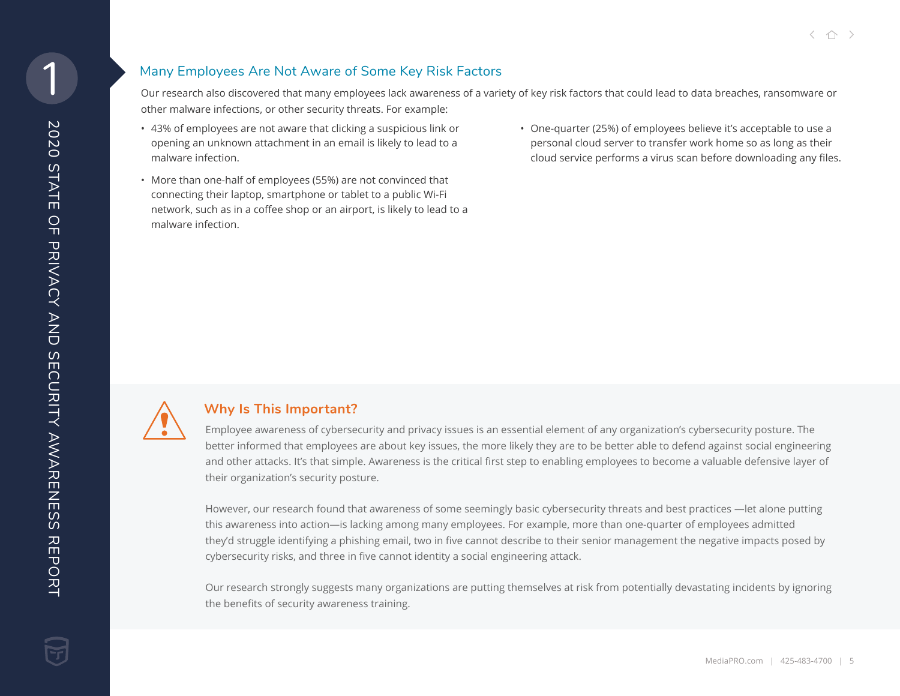## Many Employees Are Not Aware of Some Key Risk Factors

Our research also discovered that many employees lack awareness of a variety of key risk factors that could lead to data breaches, ransomware or other malware infections, or other security threats. For example:

- 43% of employees are not aware that clicking a suspicious link or opening an unknown attachment in an email is likely to lead to a malware infection.
- More than one-half of employees (55%) are not convinced that connecting their laptop, smartphone or tablet to a public Wi-Fi network, such as in a coffee shop or an airport, is likely to lead to a malware infection.
- One-quarter (25%) of employees believe it's acceptable to use a personal cloud server to transfer work home so as long as their cloud service performs a virus scan before downloading any files.

### Why Is This Important?

Employee awareness of cybersecurity and privacy issues is an essential element of any organization's cybersecurity posture. The better informed that employees are about key issues, the more likely they are to be better able to defend against social engineering and other attacks. It's that simple. Awareness is the critical first step to enabling employees to become a valuable defensive layer of their organization's security posture.

However, our research found that awareness of some seemingly basic cybersecurity threats and best practices —let alone putting this awareness into action—is lacking among many employees. For example, more than one-quarter of employees admitted they'd struggle identifying a phishing email, two in five cannot describe to their senior management the negative impacts posed by cybersecurity risks, and three in five cannot identity a social engineering attack.

Our research strongly suggests many organizations are putting themselves at risk from potentially devastating incidents by ignoring the benefits of security awareness training.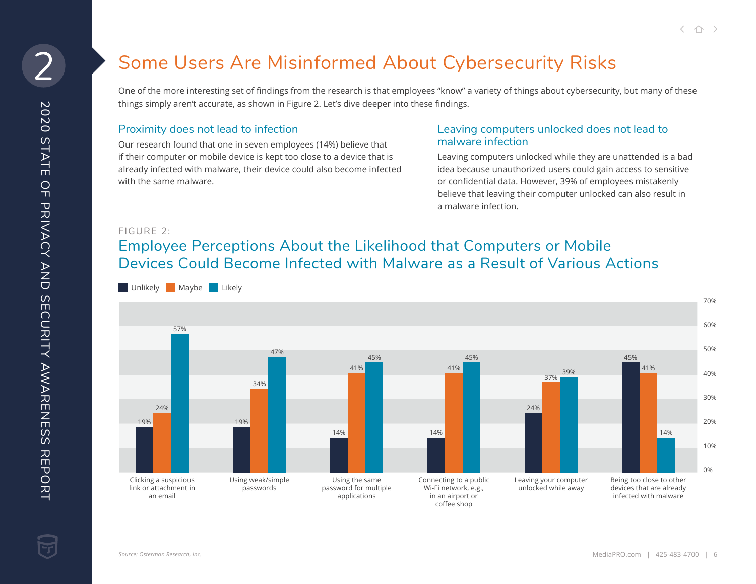# Some Users Are Misinformed About Cybersecurity Risks

One of the more interesting set of findings from the research is that employees "know" a variety of things about cybersecurity, but many of these things simply aren't accurate, as shown in Figure 2. Let's dive deeper into these findings.

## Proximity does not lead to infection

Our research found that one in seven employees (14%) believe that if their computer or mobile device is kept too close to a device that is already infected with malware, their device could also become infected with the same malware.

## Leaving computers unlocked does not lead to malware infection

Leaving computers unlocked while they are unattended is a bad idea because unauthorized users could gain access to sensitive or confidential data. However, 39% of employees mistakenly believe that leaving their computer unlocked can also result in a malware infection.

FIGURE 2:

## Employee Perceptions About the Likelihood that Computers or Mobile Devices Could Become Infected with Malware as a Result of Various Actions

| Action | Unlikely | Maybe | Likely |
| --- | --- | --- | --- |
| Clicking a suspicious link or attachment in an email | 19% | 24% | 57% |
| Using weak/simple passwords | 19% | 34% | 47% |
| Using the same password for multiple applications | 14% | 41% | 45% |
| Connecting to a public Wi-Fi network, e.g., in an airport or coffee shop | 14% | 41% | 45% |
| Leaving your computer unlocked while away | 24% | 37% | 39% |
| Being too close to other devices that are already infected with malware | 45% | 41% | 14% |

*Source: Osterman Research, Inc.*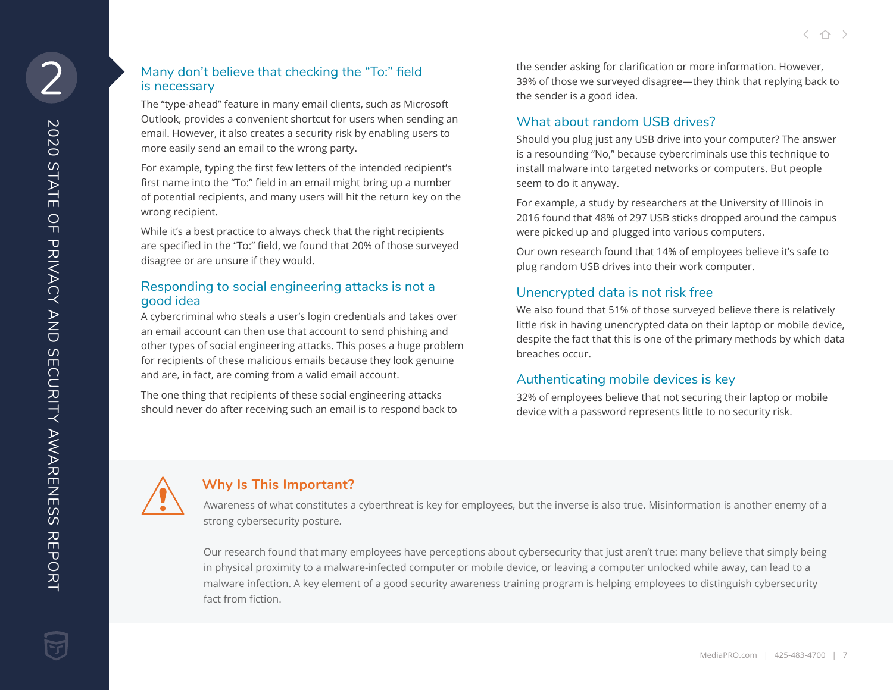## Many don't believe that checking the "To:" field is necessary

The "type-ahead" feature in many email clients, such as Microsoft Outlook, provides a convenient shortcut for users when sending an email. However, it also creates a security risk by enabling users to more easily send an email to the wrong party.

For example, typing the first few letters of the intended recipient's first name into the "To:" field in an email might bring up a number of potential recipients, and many users will hit the return key on the wrong recipient.

While it's a best practice to always check that the right recipients are specified in the "To:" field, we found that 20% of those surveyed disagree or are unsure if they would.

## Responding to social engineering attacks is not a good idea

A cybercriminal who steals a user's login credentials and takes over an email account can then use that account to send phishing and other types of social engineering attacks. This poses a huge problem for recipients of these malicious emails because they look genuine and are, in fact, are coming from a valid email account.

The one thing that recipients of these social engineering attacks should never do after receiving such an email is to respond back to the sender asking for clarification or more information. However, 39% of those we surveyed disagree—they think that replying back to the sender is a good idea.

## What about random USB drives?

Should you plug just any USB drive into your computer? The answer is a resounding "No," because cybercriminals use this technique to install malware into targeted networks or computers. But people seem to do it anyway.

For example, a study by researchers at the University of Illinois in 2016 found that 48% of 297 USB sticks dropped around the campus were picked up and plugged into various computers.

Our own research found that 14% of employees believe it's safe to plug random USB drives into their work computer.

## Unencrypted data is not risk free

We also found that 51% of those surveyed believe there is relatively little risk in having unencrypted data on their laptop or mobile device, despite the fact that this is one of the primary methods by which data breaches occur.

## Authenticating mobile devices is key

32% of employees believe that not securing their laptop or mobile device with a password represents little to no security risk.

## Why Is This Important?

Awareness of what constitutes a cyberthreat is key for employees, but the inverse is also true. Misinformation is another enemy of a strong cybersecurity posture.

Our research found that many employees have perceptions about cybersecurity that just aren't true: many believe that simply being in physical proximity to a malware-infected computer or mobile device, or leaving a computer unlocked while away, can lead to a malware infection. A key element of a good security awareness training program is helping employees to distinguish cybersecurity fact from fiction.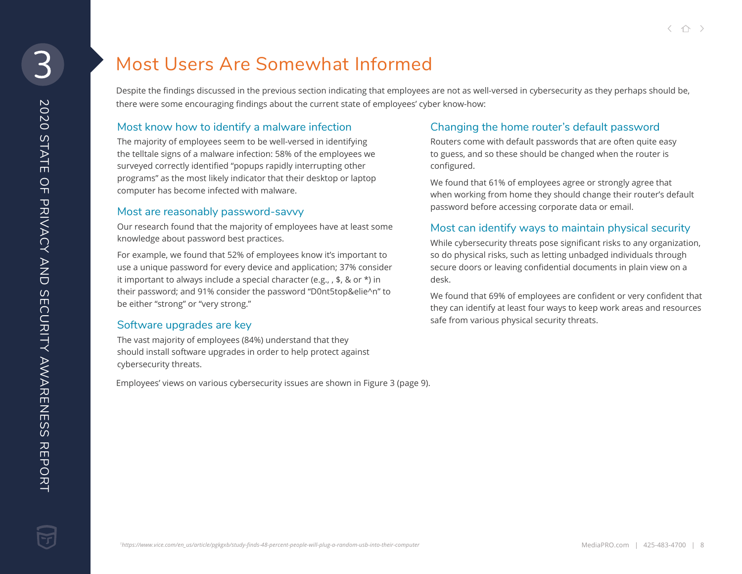# Most Users Are Somewhat Informed

Despite the findings discussed in the previous section indicating that employees are not as well-versed in cybersecurity as they perhaps should be, there were some encouraging findings about the current state of employees' cyber know-how:

## Most know how to identify a malware infection

The majority of employees seem to be well-versed in identifying the telltale signs of a malware infection: 58% of the employees we surveyed correctly identified "popups rapidly interrupting other programs" as the most likely indicator that their desktop or laptop computer has become infected with malware.

## Most are reasonably password-savvy

Our research found that the majority of employees have at least some knowledge about password best practices.

For example, we found that 52% of employees know it's important to use a unique password for every device and application; 37% consider it important to always include a special character (e.g., , $, & or *) in their password; and 91% consider the password "D0nt5top&elie^n" to be either "strong" or "very strong."

## Software upgrades are key

The vast majority of employees (84%) understand that they should install software upgrades in order to help protect against cybersecurity threats.

## Changing the home router's default password

Routers come with default passwords that are often quite easy to guess, and so these should be changed when the router is configured.

We found that 61% of employees agree or strongly agree that when working from home they should change their router's default password before accessing corporate data or email.

## Most can identify ways to maintain physical security

While cybersecurity threats pose significant risks to any organization, so do physical risks, such as letting unbadged individuals through secure doors or leaving confidential documents in plain view on a desk.

We found that 69% of employees are confident or very confident that they can identify at least four ways to keep work areas and resources safe from various physical security threats.

Employees' views on various cybersecurity issues are shown in Figure 3 (page 9).

[1] *https://www.vice.com/en_us/article/pgkgxb/study-finds-48-percent-people-will-plug-a-random-usb-into-their-computer*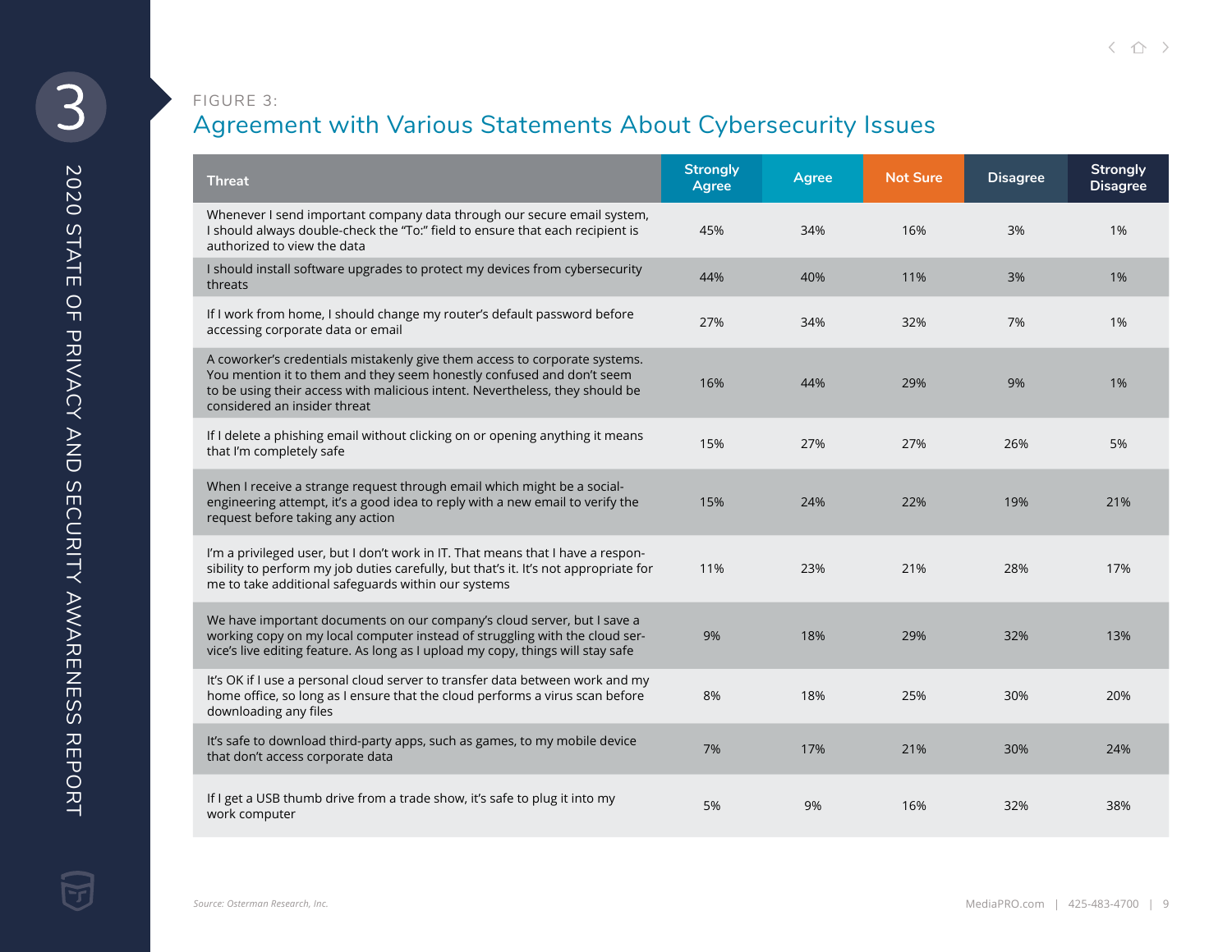FIGURE 3:

## Agreement with Various Statements About Cybersecurity Issues

| Threat | Strongly Agree | Agree | Not Sure | Disagree | Strongly Disagree |
|---|---|---|---|---|---|
| Whenever I send important company data through our secure email system, I should always double-check the "To:" field to ensure that each recipient is authorized to view the data | 45% | 34% | 16% | 3% | 1% |
| I should install software upgrades to protect my devices from cybersecurity threats | 44% | 40% | 11% | 3% | 1% |
| If I work from home, I should change my router's default password before accessing corporate data or email | 27% | 34% | 32% | 7% | 1% |
| A coworker's credentials mistakenly give them access to corporate systems. You mention it to them and they seem honestly confused and don't seem to be using their access with malicious intent. Nevertheless, they should be considered an insider threat | 16% | 44% | 29% | 9% | 1% |
| If I delete a phishing email without clicking on or opening anything it means that I'm completely safe | 15% | 27% | 27% | 26% | 5% |
| When I receive a strange request through email which might be a social-engineering attempt, it's a good idea to reply with a new email to verify the request before taking any action | 15% | 24% | 22% | 19% | 21% |
| I'm a privileged user, but I don't work in IT. That means that I have a responsibility to perform my job duties carefully, but that's it. It's not appropriate for me to take additional safeguards within our systems | 11% | 23% | 21% | 28% | 17% |
| We have important documents on our company's cloud server, but I save a working copy on my local computer instead of struggling with the cloud service's live editing feature. As long as I upload my copy, things will stay safe | 9% | 18% | 29% | 32% | 13% |
| It's OK if I use a personal cloud server to transfer data between work and my home office, so long as I ensure that the cloud performs a virus scan before downloading any files | 8% | 18% | 25% | 30% | 20% |
| It's safe to download third-party apps, such as games, to my mobile device that don't access corporate data | 7% | 17% | 21% | 30% | 24% |
| If I get a USB thumb drive from a trade show, it's safe to plug it into my work computer | 5% | 9% | 16% | 32% | 38% |

*Source: Osterman Research, Inc.*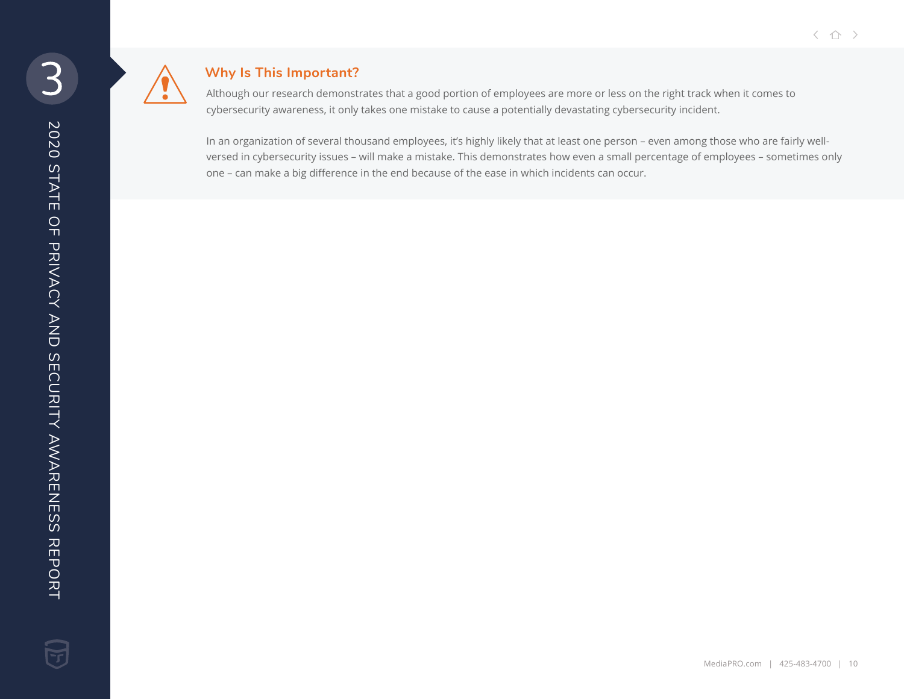## Why Is This Important?

Although our research demonstrates that a good portion of employees are more or less on the right track when it comes to cybersecurity awareness, it only takes one mistake to cause a potentially devastating cybersecurity incident.

In an organization of several thousand employees, it's highly likely that at least one person – even among those who are fairly well-versed in cybersecurity issues – will make a mistake. This demonstrates how even a small percentage of employees – sometimes only one – can make a big difference in the end because of the ease in which incidents can occur.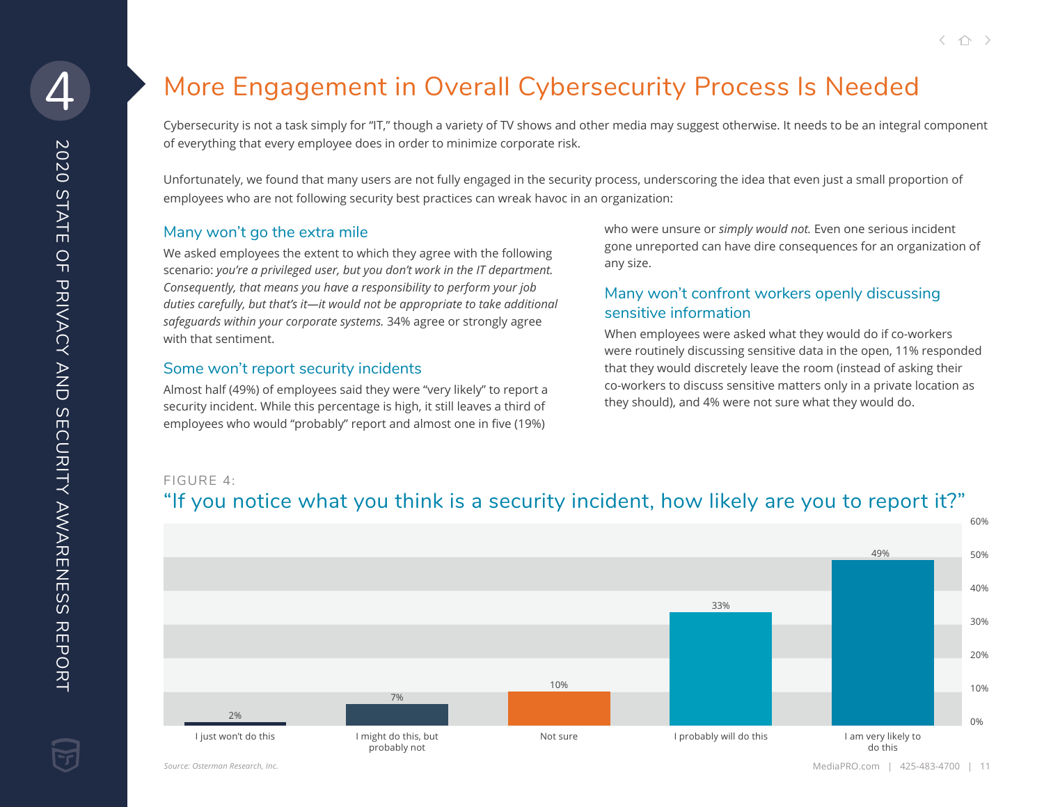# More Engagement in Overall Cybersecurity Process Is Needed

Cybersecurity is not a task simply for "IT," though a variety of TV shows and other media may suggest otherwise. It needs to be an integral component of everything that every employee does in order to minimize corporate risk.

Unfortunately, we found that many users are not fully engaged in the security process, underscoring the idea that even just a small proportion of employees who are not following security best practices can wreak havoc in an organization:

## Many won't go the extra mile

We asked employees the extent to which they agree with the following scenario: *you're a privileged user, but you don't work in the IT department. Consequently, that means you have a responsibility to perform your job duties carefully, but that's it—it would not be appropriate to take additional safeguards within your corporate systems.* 34% agree or strongly agree with that sentiment.

## Some won't report security incidents

Almost half (49%) of employees said they were "very likely" to report a security incident. While this percentage is high, it still leaves a third of employees who would "probably" report and almost one in five (19%) who were unsure or *simply would not.* Even one serious incident gone unreported can have dire consequences for an organization of any size.

## Many won't confront workers openly discussing sensitive information

When employees were asked what they would do if co-workers were routinely discussing sensitive data in the open, 11% responded that they would discretely leave the room (instead of asking their co-workers to discuss sensitive matters only in a private location as they should), and 4% were not sure what they would do.

FIGURE 4:

### "If you notice what you think is a security incident, how likely are you to report it?"

| Response | Percentage |
|---|---|
| I just won't do this | 2% |
| I might do this, but probably not | 7% |
| Not sure | 10% |
| I probably will do this | 33% |
| I am very likely to do this | 49% |

*Source: Osterman Research, Inc.*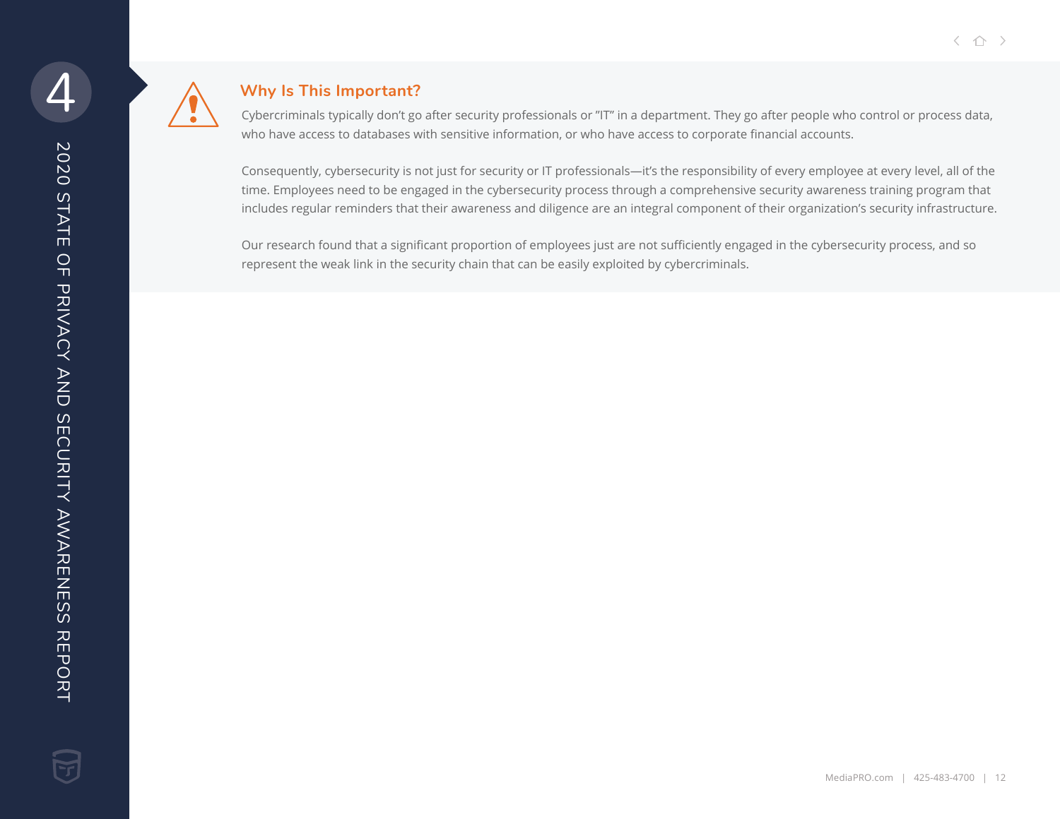## Why Is This Important?

Cybercriminals typically don't go after security professionals or "IT" in a department. They go after people who control or process data, who have access to databases with sensitive information, or who have access to corporate financial accounts.

Consequently, cybersecurity is not just for security or IT professionals—it's the responsibility of every employee at every level, all of the time. Employees need to be engaged in the cybersecurity process through a comprehensive security awareness training program that includes regular reminders that their awareness and diligence are an integral component of their organization's security infrastructure.

Our research found that a significant proportion of employees just are not sufficiently engaged in the cybersecurity process, and so represent the weak link in the security chain that can be easily exploited by cybercriminals.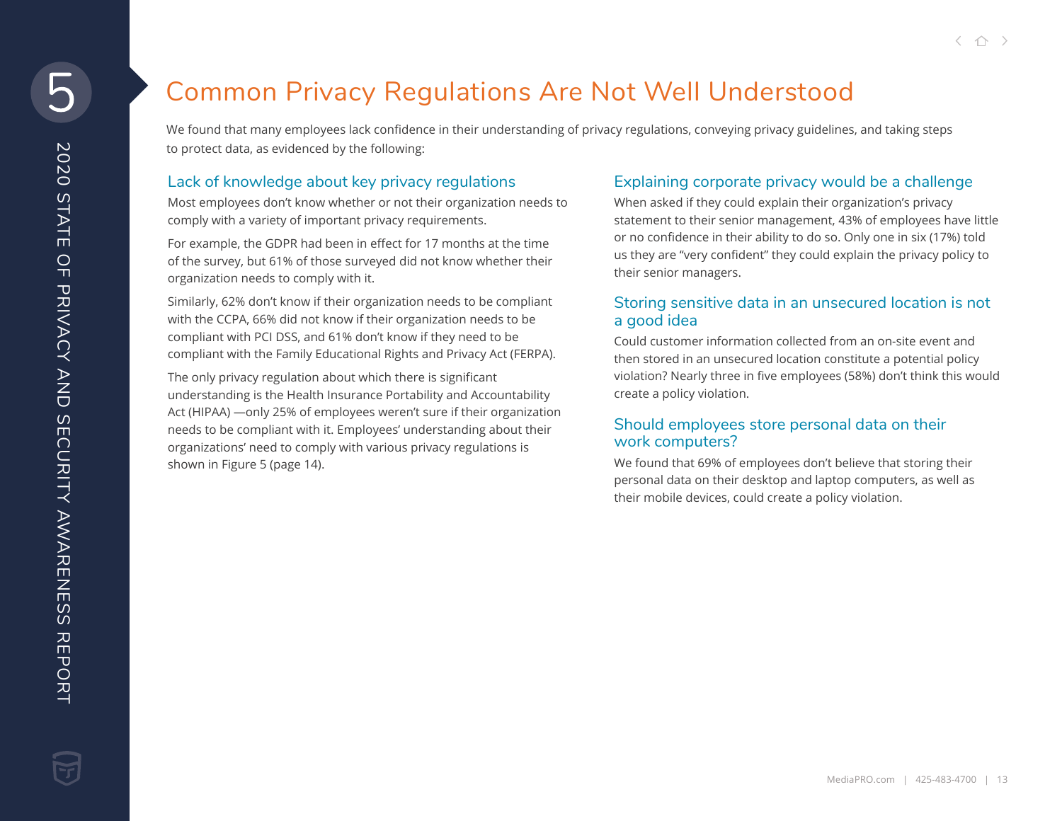# Common Privacy Regulations Are Not Well Understood

We found that many employees lack confidence in their understanding of privacy regulations, conveying privacy guidelines, and taking steps to protect data, as evidenced by the following:

## Lack of knowledge about key privacy regulations

Most employees don't know whether or not their organization needs to comply with a variety of important privacy requirements.

For example, the GDPR had been in effect for 17 months at the time of the survey, but 61% of those surveyed did not know whether their organization needs to comply with it.

Similarly, 62% don't know if their organization needs to be compliant with the CCPA, 66% did not know if their organization needs to be compliant with PCI DSS, and 61% don't know if they need to be compliant with the Family Educational Rights and Privacy Act (FERPA).

The only privacy regulation about which there is significant understanding is the Health Insurance Portability and Accountability Act (HIPAA) —only 25% of employees weren't sure if their organization needs to be compliant with it. Employees' understanding about their organizations' need to comply with various privacy regulations is shown in Figure 5 (page 14).

## Explaining corporate privacy would be a challenge

When asked if they could explain their organization's privacy statement to their senior management, 43% of employees have little or no confidence in their ability to do so. Only one in six (17%) told us they are "very confident" they could explain the privacy policy to their senior managers.

## Storing sensitive data in an unsecured location is not a good idea

Could customer information collected from an on-site event and then stored in an unsecured location constitute a potential policy violation? Nearly three in five employees (58%) don't think this would create a policy violation.

## Should employees store personal data on their work computers?

We found that 69% of employees don't believe that storing their personal data on their desktop and laptop computers, as well as their mobile devices, could create a policy violation.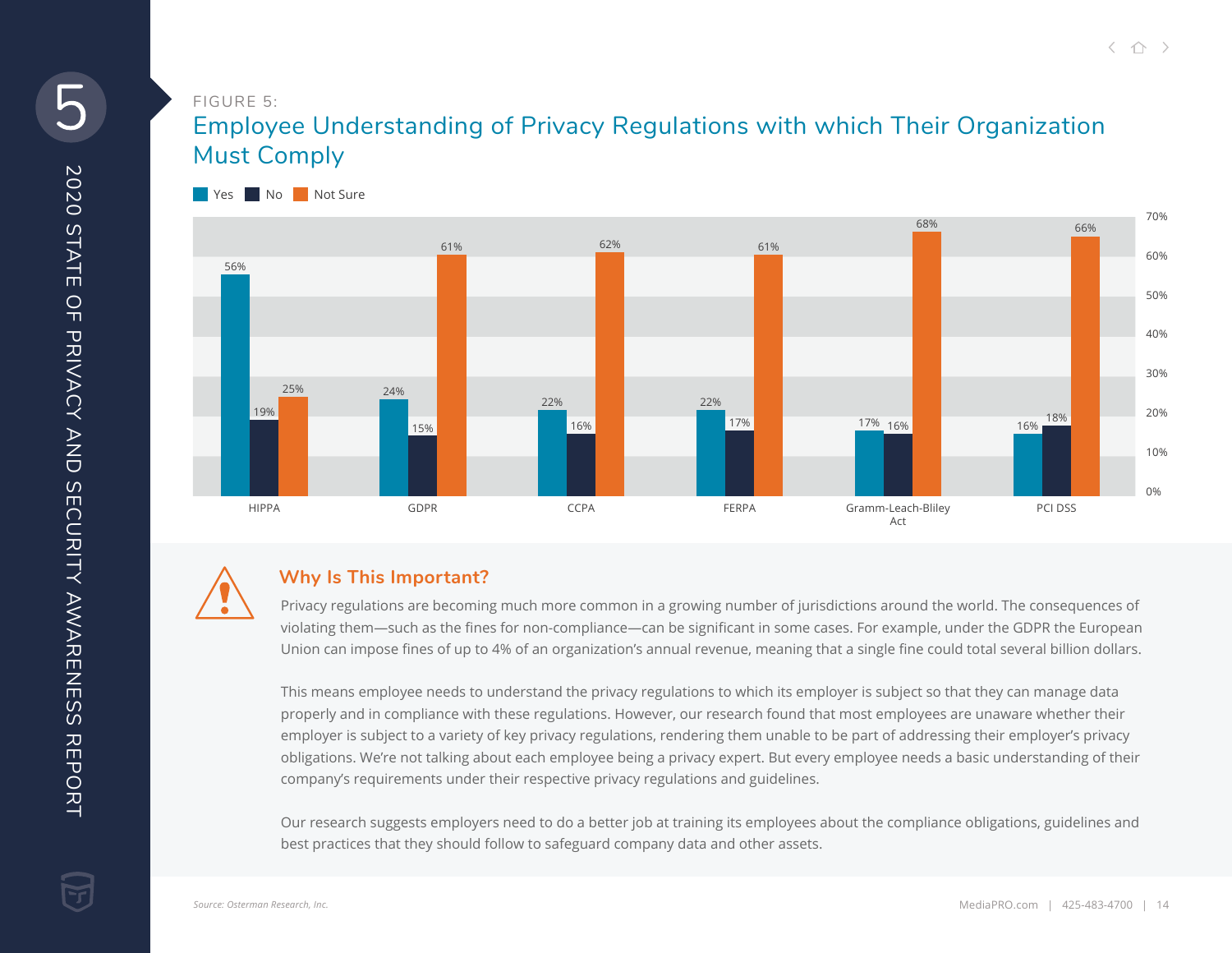FIGURE 5:

## Employee Understanding of Privacy Regulations with which Their Organization Must Comply

| | Yes | No | Not Sure |
|---|---|---|---|
| HIPPA | 56% | 19% | 25% |
| GDPR | 24% | 15% | 61% |
| CCPA | 22% | 16% | 62% |
| FERPA | 22% | 17% | 61% |
| Gramm-Leach-Bliley Act | 17% | 16% | 68% |
| PCI DSS | 16% | 18% | 66% |

### Why Is This Important?

Privacy regulations are becoming much more common in a growing number of jurisdictions around the world. The consequences of violating them—such as the fines for non-compliance—can be significant in some cases. For example, under the GDPR the European Union can impose fines of up to 4% of an organization's annual revenue, meaning that a single fine could total several billion dollars.

This means employee needs to understand the privacy regulations to which its employer is subject so that they can manage data properly and in compliance with these regulations. However, our research found that most employees are unaware whether their employer is subject to a variety of key privacy regulations, rendering them unable to be part of addressing their employer's privacy obligations. We're not talking about each employee being a privacy expert. But every employee needs a basic understanding of their company's requirements under their respective privacy regulations and guidelines.

Our research suggests employers need to do a better job at training its employees about the compliance obligations, guidelines and best practices that they should follow to safeguard company data and other assets.

*Source: Osterman Research, Inc.*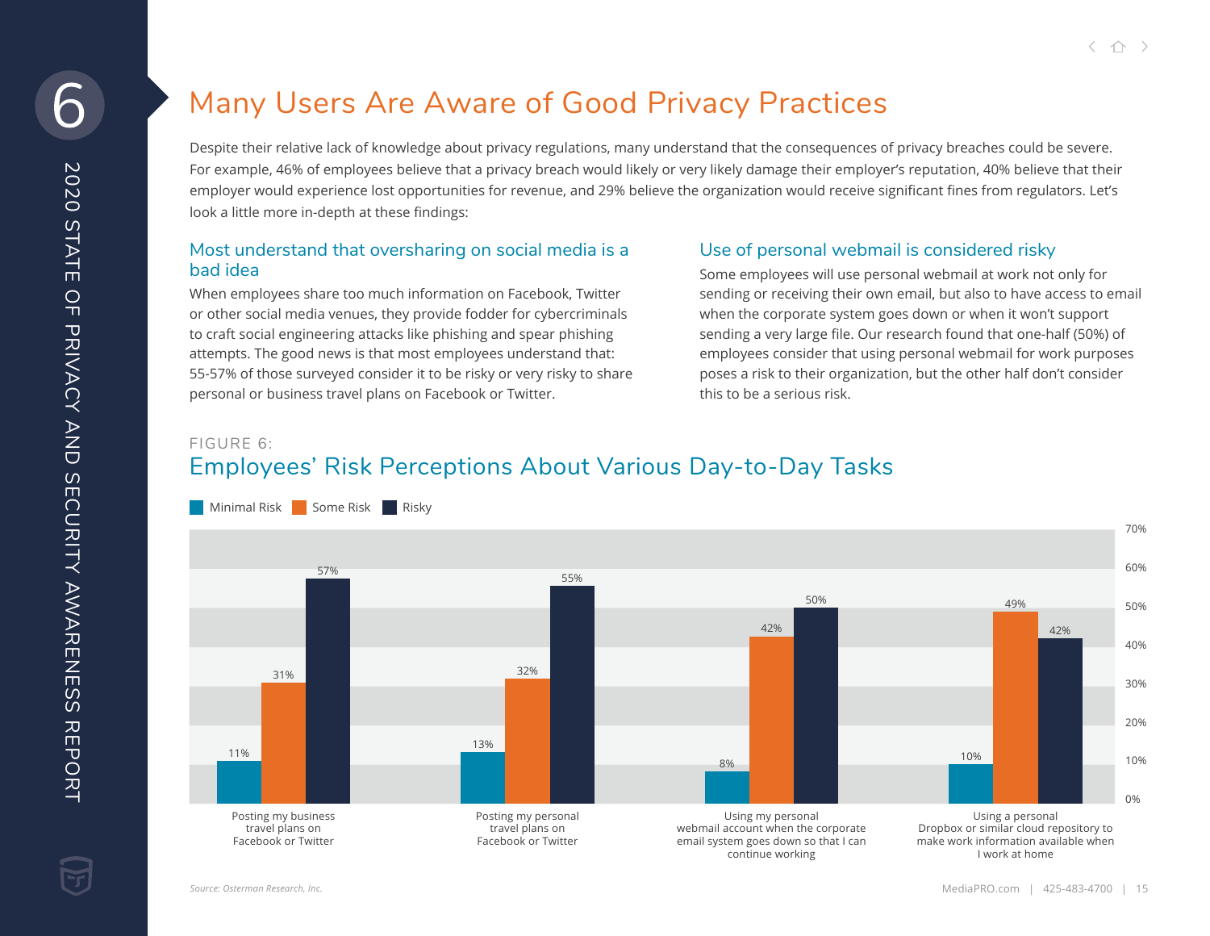# Many Users Are Aware of Good Privacy Practices

Despite their relative lack of knowledge about privacy regulations, many understand that the consequences of privacy breaches could be severe. For example, 46% of employees believe that a privacy breach would likely or very likely damage their employer's reputation, 40% believe that their employer would experience lost opportunities for revenue, and 29% believe the organization would receive significant fines from regulators. Let's look a little more in-depth at these findings:

## Most understand that oversharing on social media is a bad idea

When employees share too much information on Facebook, Twitter or other social media venues, they provide fodder for cybercriminals to craft social engineering attacks like phishing and spear phishing attempts. The good news is that most employees understand that: 55-57% of those surveyed consider it to be risky or very risky to share personal or business travel plans on Facebook or Twitter.

## Use of personal webmail is considered risky

Some employees will use personal webmail at work not only for sending or receiving their own email, but also to have access to email when the corporate system goes down or when it won't support sending a very large file. Our research found that one-half (50%) of employees consider that using personal webmail for work purposes poses a risk to their organization, but the other half don't consider this to be a serious risk.

FIGURE 6:

## Employees' Risk Perceptions About Various Day-to-Day Tasks

| Task | Minimal Risk | Some Risk | Risky |
|---|---|---|---|
| Posting my business travel plans on Facebook or Twitter | 11% | 31% | 57% |
| Posting my personal travel plans on Facebook or Twitter | 13% | 32% | 55% |
| Using my personal webmail account when the corporate email system goes down so that I can continue working | 8% | 42% | 50% |
| Using a personal Dropbox or similar cloud repository to make work information available when I work at home | 10% | 49% | 42% |

*Source: Osterman Research, Inc.*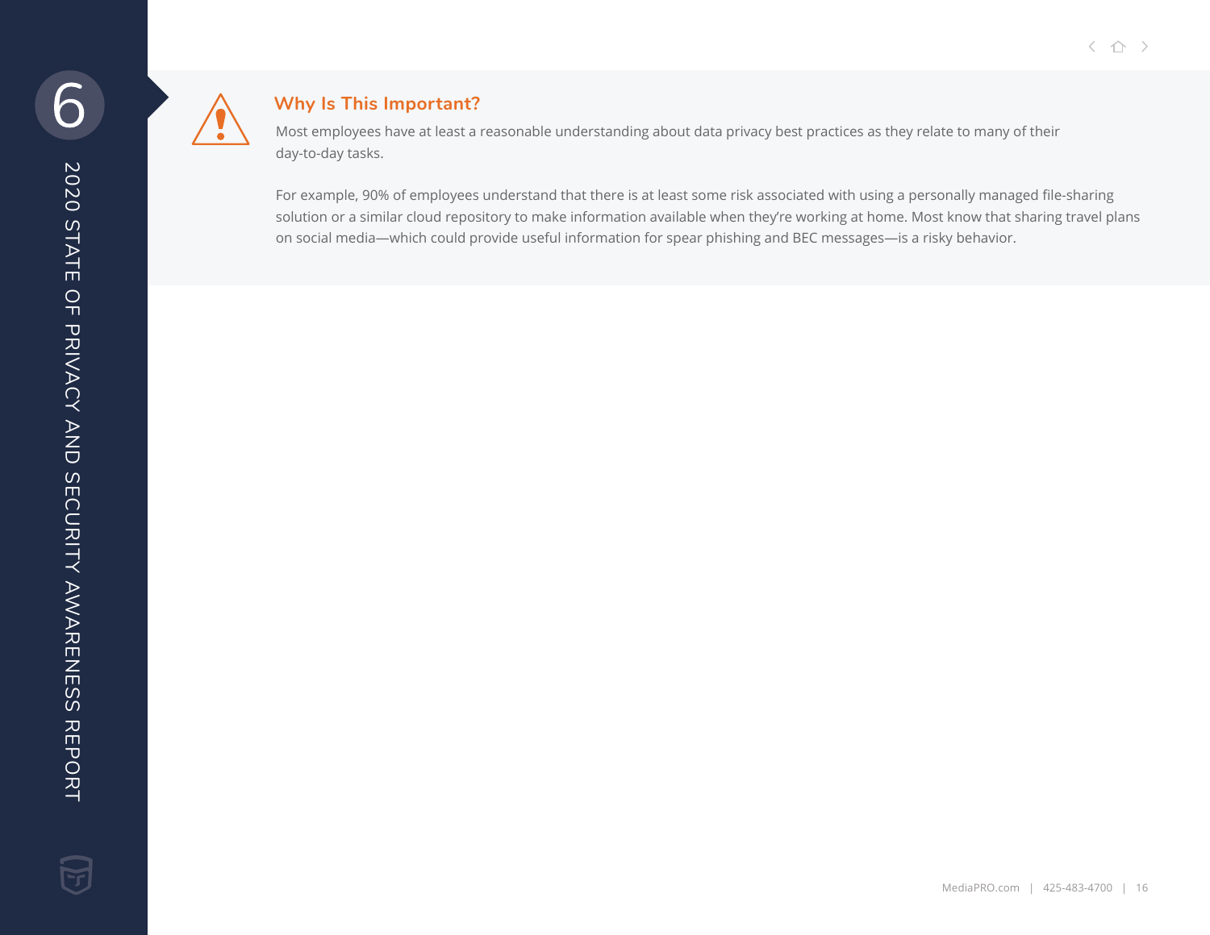## Why Is This Important?

Most employees have at least a reasonable understanding about data privacy best practices as they relate to many of their day-to-day tasks.

For example, 90% of employees understand that there is at least some risk associated with using a personally managed file-sharing solution or a similar cloud repository to make information available when they're working at home. Most know that sharing travel plans on social media—which could provide useful information for spear phishing and BEC messages—is a risky behavior.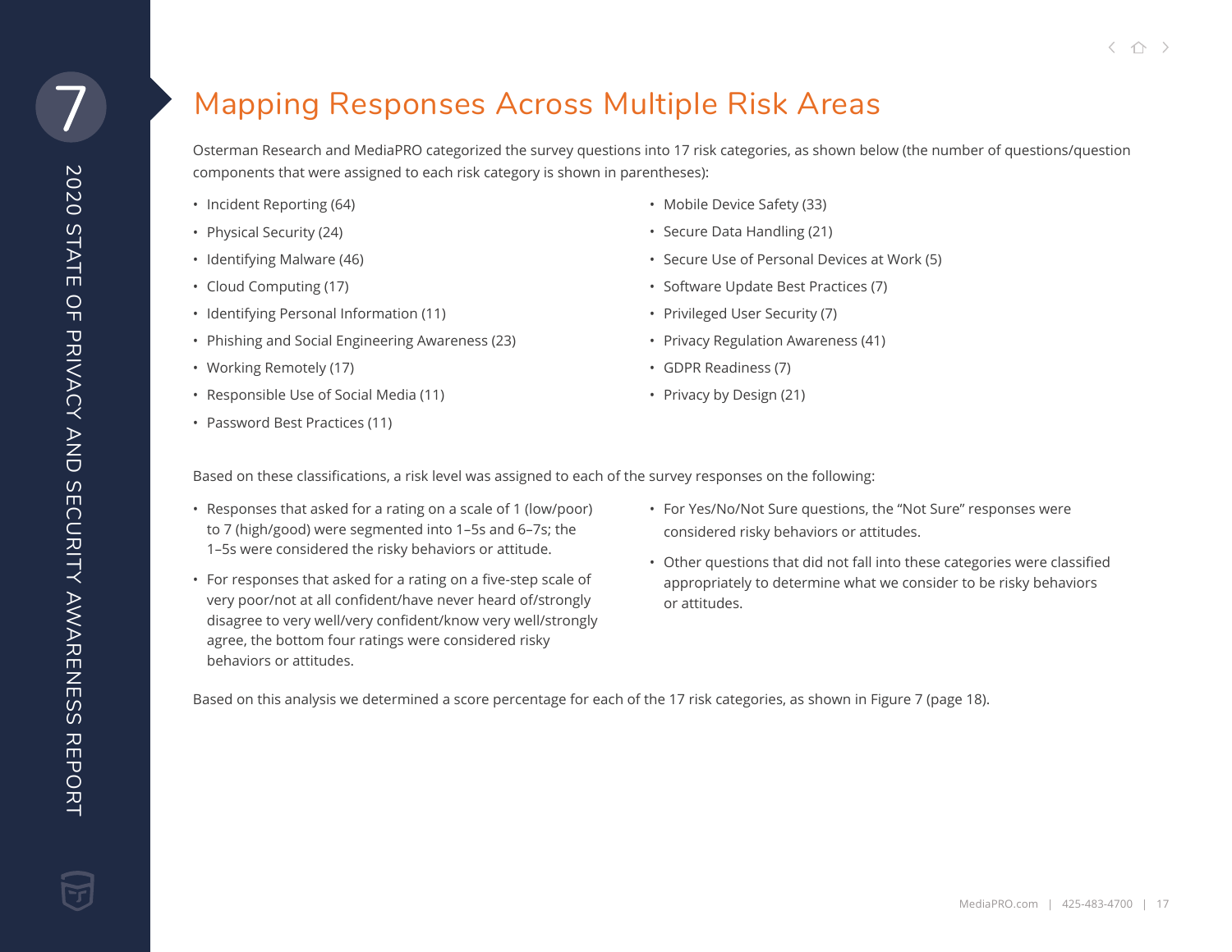# Mapping Responses Across Multiple Risk Areas

Osterman Research and MediaPRO categorized the survey questions into 17 risk categories, as shown below (the number of questions/question components that were assigned to each risk category is shown in parentheses):

- Incident Reporting (64)
- Physical Security (24)
- Identifying Malware (46)
- Cloud Computing (17)
- Identifying Personal Information (11)
- Phishing and Social Engineering Awareness (23)
- Working Remotely (17)
- Responsible Use of Social Media (11)
- Password Best Practices (11)
- Mobile Device Safety (33)
- Secure Data Handling (21)
- Secure Use of Personal Devices at Work (5)
- Software Update Best Practices (7)
- Privileged User Security (7)
- Privacy Regulation Awareness (41)
- GDPR Readiness (7)
- Privacy by Design (21)

Based on these classifications, a risk level was assigned to each of the survey responses on the following:

- Responses that asked for a rating on a scale of 1 (low/poor) to 7 (high/good) were segmented into 1–5s and 6–7s; the 1–5s were considered the risky behaviors or attitude.
- For responses that asked for a rating on a five-step scale of very poor/not at all confident/have never heard of/strongly disagree to very well/very confident/know very well/strongly agree, the bottom four ratings were considered risky behaviors or attitudes.
- For Yes/No/Not Sure questions, the "Not Sure" responses were considered risky behaviors or attitudes.
- Other questions that did not fall into these categories were classified appropriately to determine what we consider to be risky behaviors or attitudes.

Based on this analysis we determined a score percentage for each of the 17 risk categories, as shown in Figure 7 (page 18).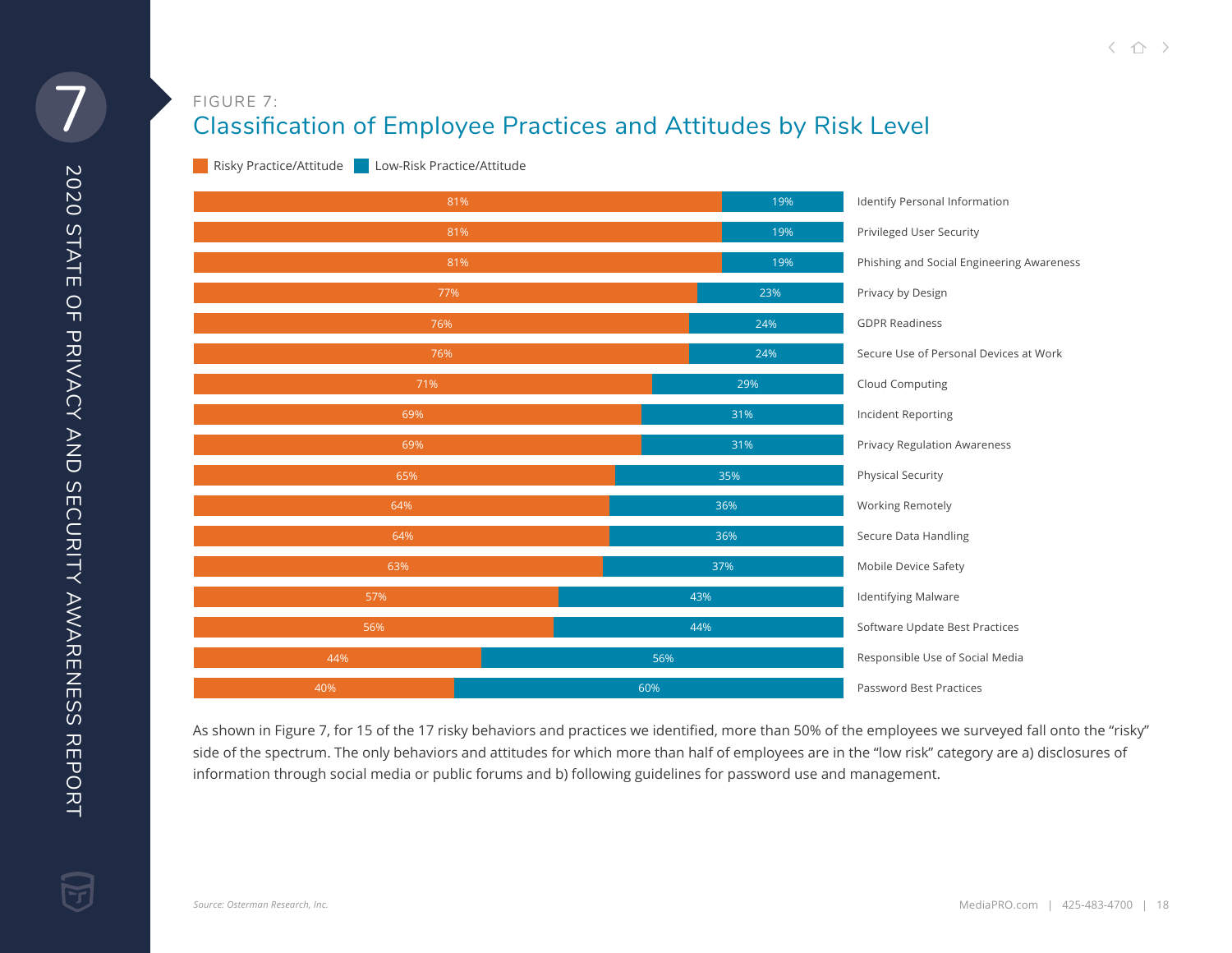FIGURE 7:

## Classification of Employee Practices and Attitudes by Risk Level

| Practice/Attitude | Risky Practice/Attitude | Low-Risk Practice/Attitude |
|---|---|---|
| Identify Personal Information | 81% | 19% |
| Privileged User Security | 81% | 19% |
| Phishing and Social Engineering Awareness | 81% | 19% |
| Privacy by Design | 77% | 23% |
| GDPR Readiness | 76% | 24% |
| Secure Use of Personal Devices at Work | 76% | 24% |
| Cloud Computing | 71% | 29% |
| Incident Reporting | 69% | 31% |
| Privacy Regulation Awareness | 69% | 31% |
| Physical Security | 65% | 35% |
| Working Remotely | 64% | 36% |
| Secure Data Handling | 64% | 36% |
| Mobile Device Safety | 63% | 37% |
| Identifying Malware | 57% | 43% |
| Software Update Best Practices | 56% | 44% |
| Responsible Use of Social Media | 44% | 56% |
| Password Best Practices | 40% | 60% |

As shown in Figure 7, for 15 of the 17 risky behaviors and practices we identified, more than 50% of the employees we surveyed fall onto the "risky" side of the spectrum. The only behaviors and attitudes for which more than half of employees are in the "low risk" category are a) disclosures of information through social media or public forums and b) following guidelines for password use and management.

*Source: Osterman Research, Inc.*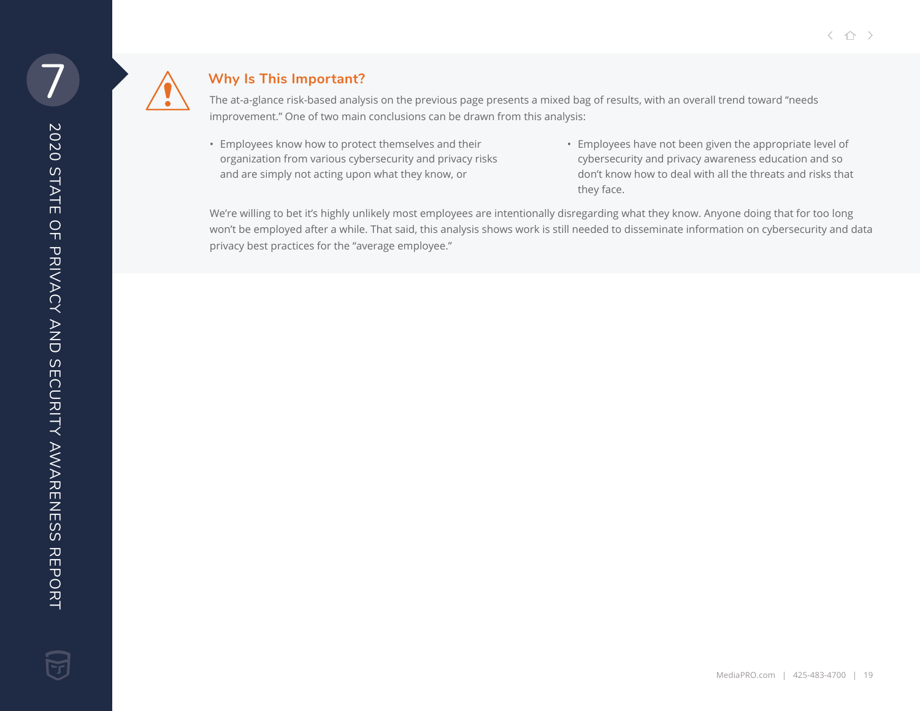## Why Is This Important?

The at-a-glance risk-based analysis on the previous page presents a mixed bag of results, with an overall trend toward "needs improvement." One of two main conclusions can be drawn from this analysis:

- Employees know how to protect themselves and their organization from various cybersecurity and privacy risks and are simply not acting upon what they know, or
- Employees have not been given the appropriate level of cybersecurity and privacy awareness education and so don't know how to deal with all the threats and risks that they face.

We're willing to bet it's highly unlikely most employees are intentionally disregarding what they know. Anyone doing that for too long won't be employed after a while. That said, this analysis shows work is still needed to disseminate information on cybersecurity and data privacy best practices for the "average employee."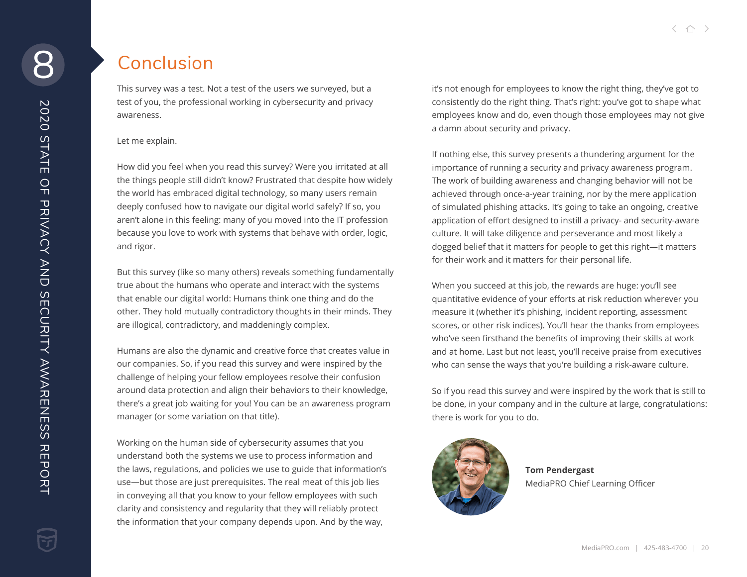# Conclusion

This survey was a test. Not a test of the users we surveyed, but a test of you, the professional working in cybersecurity and privacy awareness.

Let me explain.

How did you feel when you read this survey? Were you irritated at all the things people still didn't know? Frustrated that despite how widely the world has embraced digital technology, so many users remain deeply confused how to navigate our digital world safely? If so, you aren't alone in this feeling: many of you moved into the IT profession because you love to work with systems that behave with order, logic, and rigor.

But this survey (like so many others) reveals something fundamentally true about the humans who operate and interact with the systems that enable our digital world: Humans think one thing and do the other. They hold mutually contradictory thoughts in their minds. They are illogical, contradictory, and maddeningly complex.

Humans are also the dynamic and creative force that creates value in our companies. So, if you read this survey and were inspired by the challenge of helping your fellow employees resolve their confusion around data protection and align their behaviors to their knowledge, there's a great job waiting for you! You can be an awareness program manager (or some variation on that title).

Working on the human side of cybersecurity assumes that you understand both the systems we use to process information and the laws, regulations, and policies we use to guide that information's use—but those are just prerequisites. The real meat of this job lies in conveying all that you know to your fellow employees with such clarity and consistency and regularity that they will reliably protect the information that your company depends upon. And by the way, it's not enough for employees to know the right thing, they've got to consistently do the right thing. That's right: you've got to shape what employees know and do, even though those employees may not give a damn about security and privacy.

If nothing else, this survey presents a thundering argument for the importance of running a security and privacy awareness program. The work of building awareness and changing behavior will not be achieved through once-a-year training, nor by the mere application of simulated phishing attacks. It's going to take an ongoing, creative application of effort designed to instill a privacy- and security-aware culture. It will take diligence and perseverance and most likely a dogged belief that it matters for people to get this right—it matters for their work and it matters for their personal life.

When you succeed at this job, the rewards are huge: you'll see quantitative evidence of your efforts at risk reduction wherever you measure it (whether it's phishing, incident reporting, assessment scores, or other risk indices). You'll hear the thanks from employees who've seen firsthand the benefits of improving their skills at work and at home. Last but not least, you'll receive praise from executives who can sense the ways that you're building a risk-aware culture.

So if you read this survey and were inspired by the work that is still to be done, in your company and in the culture at large, congratulations: there is work for you to do.

**Tom Pendergast**
MediaPRO Chief Learning Officer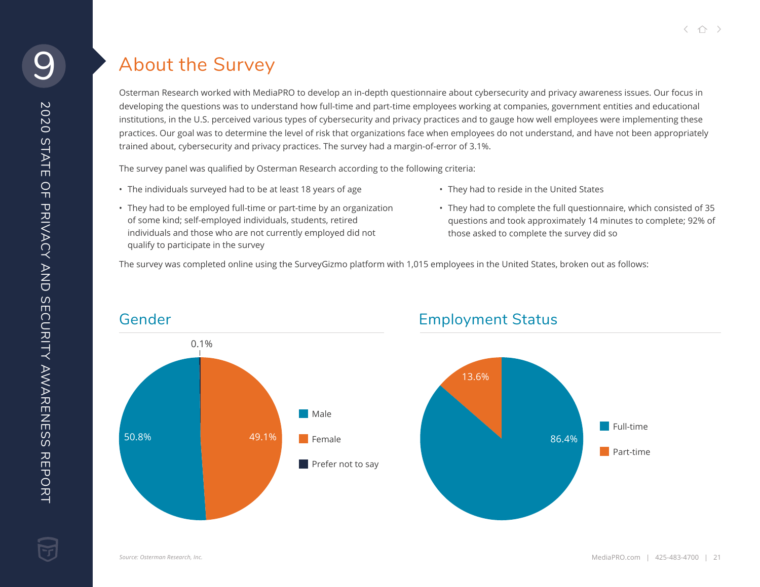# About the Survey

Osterman Research worked with MediaPRO to develop an in-depth questionnaire about cybersecurity and privacy awareness issues. Our focus in developing the questions was to understand how full-time and part-time employees working at companies, government entities and educational institutions, in the U.S. perceived various types of cybersecurity and privacy practices and to gauge how well employees were implementing these practices. Our goal was to determine the level of risk that organizations face when employees do not understand, and have not been appropriately trained about, cybersecurity and privacy practices. The survey had a margin-of-error of 3.1%.

The survey panel was qualified by Osterman Research according to the following criteria:

- The individuals surveyed had to be at least 18 years of age
- They had to be employed full-time or part-time by an organization of some kind; self-employed individuals, students, retired individuals and those who are not currently employed did not qualify to participate in the survey
- They had to reside in the United States
- They had to complete the full questionnaire, which consisted of 35 questions and took approximately 14 minutes to complete; 92% of those asked to complete the survey did so

The survey was completed online using the SurveyGizmo platform with 1,015 employees in the United States, broken out as follows:

## Gender

| Gender | Percentage |
|---|---|
| Male | 50.8% |
| Female | 49.1% |
| Prefer not to say | 0.1% |

## Employment Status

| Employment Status | Percentage |
|---|---|
| Full-time | 86.4% |
| Part-time | 13.6% |

*Source: Osterman Research, Inc.*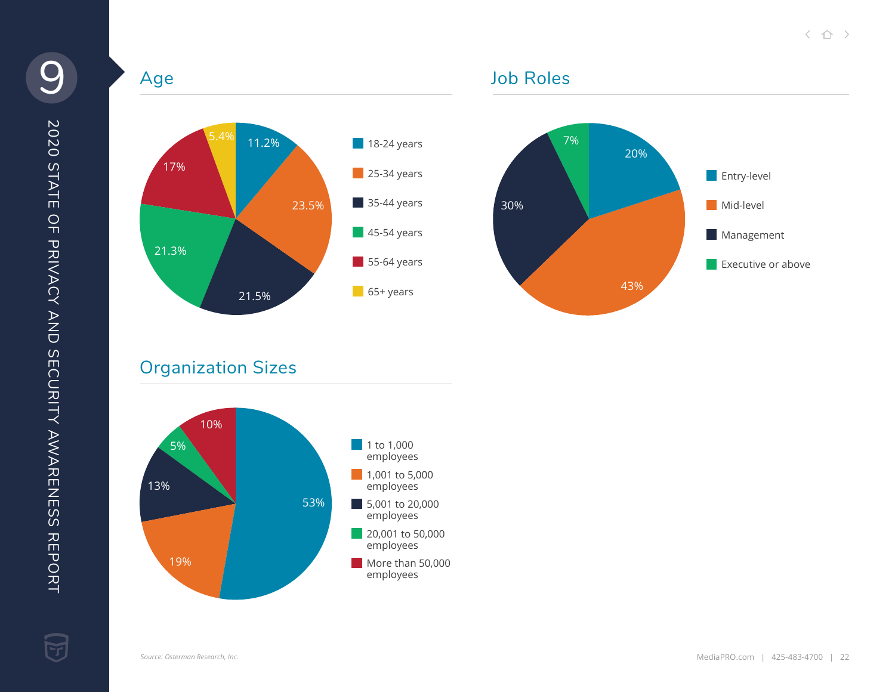## Age

| Age | Percentage |
|---|---|
| 18-24 years | 11.2% |
| 25-34 years | 23.5% |
| 35-44 years | 21.5% |
| 45-54 years | 21.3% |
| 55-64 years | 17% |
| 65+ years | 5.4% |

## Job Roles

| Job Role | Percentage |
|---|---|
| Entry-level | 20% |
| Mid-level | 43% |
| Management | 30% |
| Executive or above | 7% |

## Organization Sizes

| Organization Size | Percentage |
|---|---|
| 1 to 1,000 employees | 53% |
| 1,001 to 5,000 employees | 19% |
| 5,001 to 20,000 employees | 13% |
| 20,001 to 50,000 employees | 5% |
| More than 50,000 employees | 10% |

*Source: Osterman Research, Inc.*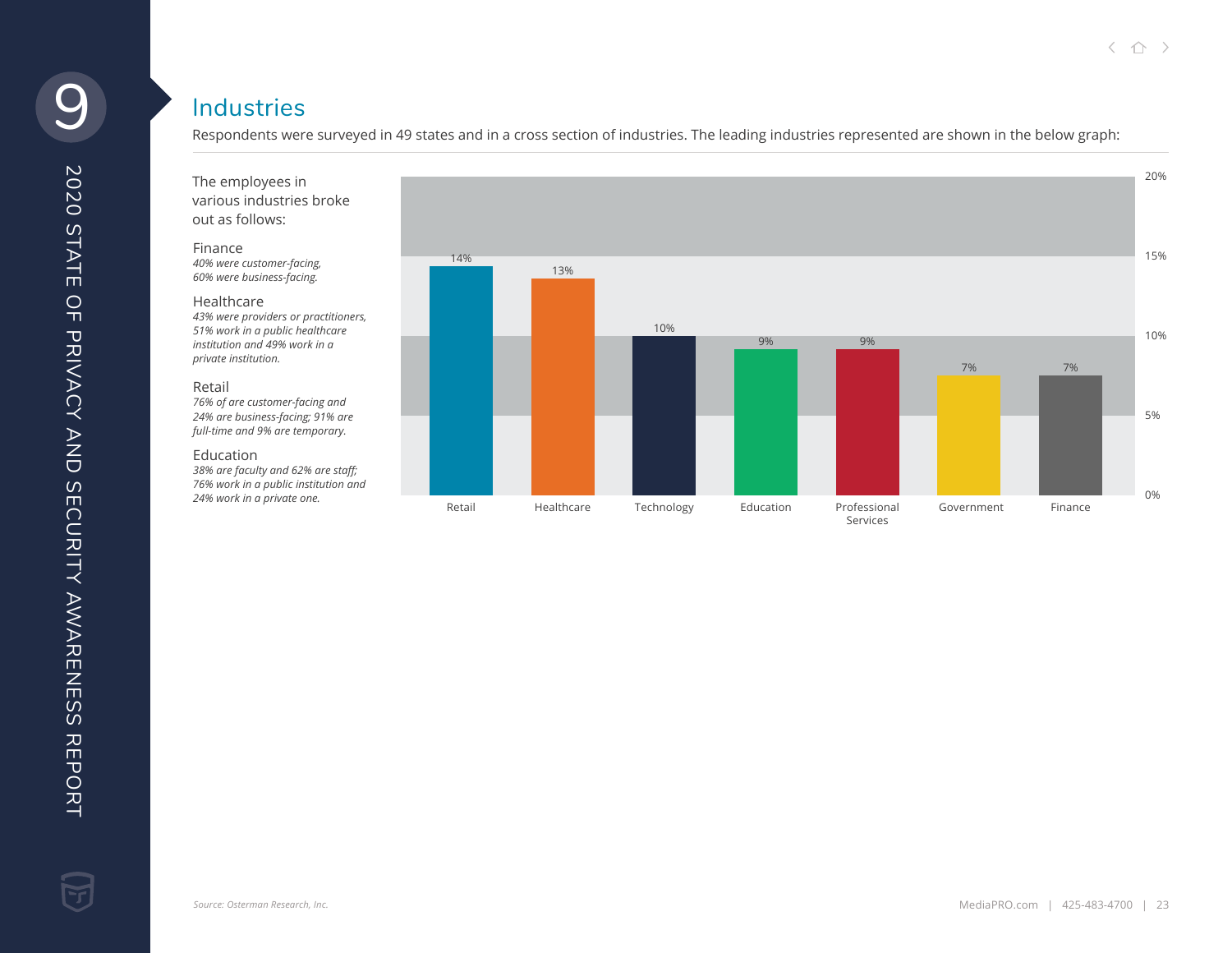## Industries

Respondents were surveyed in 49 states and in a cross section of industries. The leading industries represented are shown in the below graph:

The employees in various industries broke out as follows:

Finance

*40% were customer-facing, 60% were business-facing.*

Healthcare

*43% were providers or practitioners, 51% work in a public healthcare institution and 49% work in a private institution.*

Retail

*76% of are customer-facing and 24% are business-facing; 91% are full-time and 9% are temporary.*

Education

*38% are faculty and 62% are staff; 76% work in a public institution and 24% work in a private one.*

| Industry | Percentage |
|---|---|
| Retail | 14% |
| Healthcare | 13% |
| Technology | 10% |
| Education | 9% |
| Professional Services | 9% |
| Government | 7% |
| Finance | 7% |

*Source: Osterman Research, Inc.*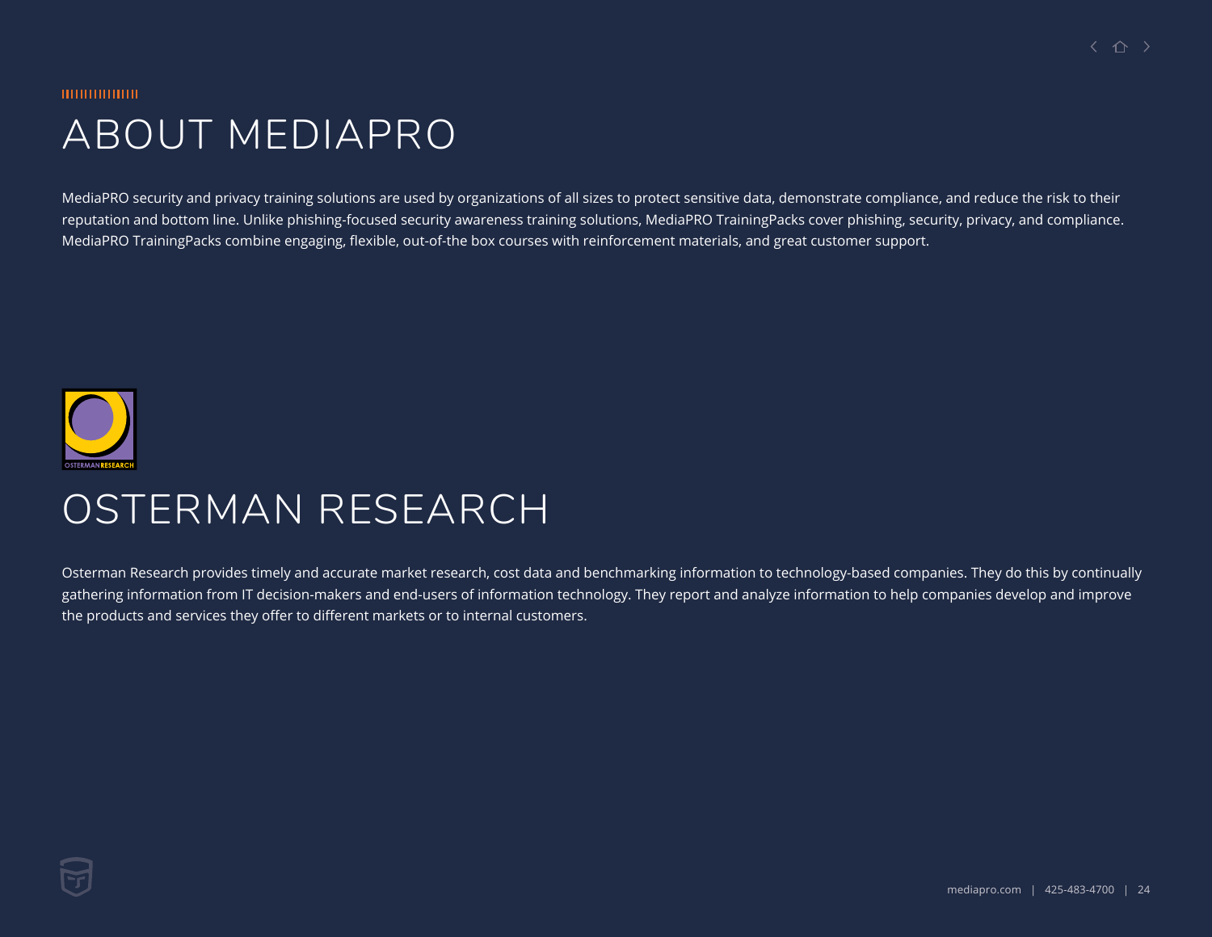# ABOUT MEDIAPRO

MediaPRO security and privacy training solutions are used by organizations of all sizes to protect sensitive data, demonstrate compliance, and reduce the risk to their reputation and bottom line. Unlike phishing-focused security awareness training solutions, MediaPRO TrainingPacks cover phishing, security, privacy, and compliance. MediaPRO TrainingPacks combine engaging, flexible, out-of-the box courses with reinforcement materials, and great customer support.

# OSTERMAN RESEARCH

Osterman Research provides timely and accurate market research, cost data and benchmarking information to technology-based companies. They do this by continually gathering information from IT decision-makers and end-users of information technology. They report and analyze information to help companies develop and improve the products and services they offer to different markets or to internal customers.